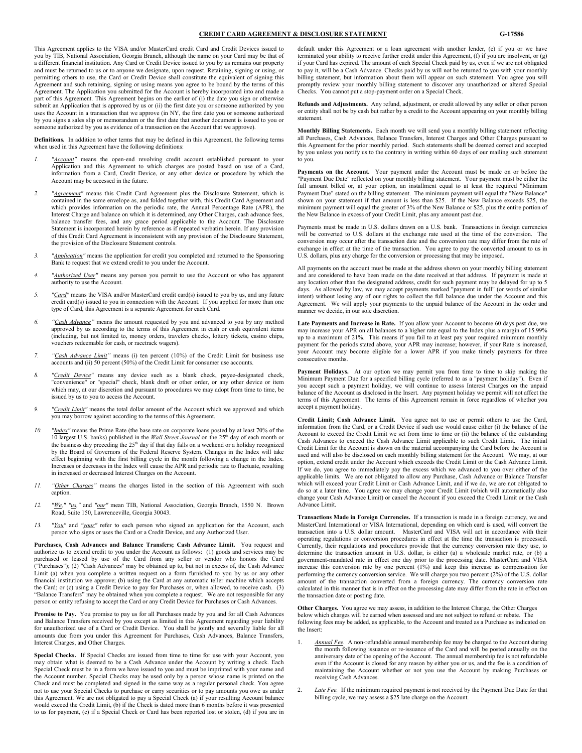# CREDIT CARD AGREEMENT & DISCLOSURE STATEMENT

G-17586

This Agreement applies to the VISA and/or MasterCard credit Card and Credit Devices issued to you by TIB, National Association, Georgia Branch, although the name on your Card may be that of a different financial institution. Any Card or Credit Device issued to you by us remains our property and must be returned to us or to anyone we designate, upon request. Retaining, signing or using, or permitting others to use, the Card or Credit Device shall constitute the equivalent of signing this Agreement and such retaining, signing or using means you agree to be bound by the terms of this Agreement. The Application you submitted for the Account is hereby incorporated into and made a part of this Agreement. This Agreement begins on the earlier of (i) the date you sign or otherwise submit an Application that is approved by us or (ii) the first date you or someone authorized by you uses the Account in a transaction that we approve (in NY, the first date you or someone authorized by you signs a sales slip or memorandum or the first date that another document is issued to you or someone authorized by you as evidence of a transaction on the Account that we approve).

**Definitions.** In addition to other terms that may be defined in this Agreement, the following terms when used in this Agreement have the following definitions:

1. *"Account"* means the open-end revolving credit account established pursuant to your Application and this Agreement to which charges are posted based on use of a Card, information from a Card, Credit Device, or any other device or procedure by which the Account may be accessed in the future.
2. *"Agreement"* means this Credit Card Agreement plus the Disclosure Statement, which is contained in the same envelope as, and folded together with, this Credit Card Agreement and which provides information on the periodic rate, the Annual Percentage Rate (APR), the Interest Charge and balance on which it is determined, any Other Charges, cash advance fees, balance transfer fees, and any grace period applicable to the Account. The Disclosure Statement is incorporated herein by reference as if repeated verbatim herein. If any provision of this Credit Card Agreement is inconsistent with any provision of the Disclosure Statement, the provision of the Disclosure Statement controls.
3. *"Application"* means the application for credit you completed and returned to the Sponsoring Bank to request that we extend credit to you under the Account.
4. *"Authorized User"* means any person you permit to use the Account or who has apparent authority to use the Account.
5. *"Card"* means the VISA and/or MasterCard credit card(s) issued to you by us, and any future credit card(s) issued to you in connection with the Account. If you applied for more than one type of Card, this Agreement is a separate Agreement for each Card.
6. *"Cash Advance"* means the amount requested by you and advanced to you by any method approved by us according to the terms of this Agreement in cash or cash equivalent items (including, but not limited to, money orders, travelers checks, lottery tickets, casino chips, vouchers redeemable for cash, or racetrack wagers).
7. *"Cash Advance Limit"* means (i) ten percent (10%) of the Credit Limit for business use accounts and (ii) 50 percent (50%) of the Credit Limit for consumer use accounts.
8. *"Credit Device"* means any device such as a blank check, payee-designated check, "convenience" or "special" check, blank draft or other order, or any other device or item which may, at our discretion and pursuant to procedures we may adopt from time to time, be issued by us to you to access the Account.
9. *"Credit Limit"* means the total dollar amount of the Account which we approved and which you may borrow against according to the terms of this Agreement.
10. *"Index"* means the Prime Rate (the base rate on corporate loans posted by at least 70% of the 10 largest U.S. banks) published in the *Wall Street Journal* on the 25th day of each month or the business day preceding the 25th day if that day falls on a weekend or a holiday recognized by the Board of Governors of the Federal Reserve System. Changes in the Index will take effect beginning with the first billing cycle in the month following a change in the Index. Increases or decreases in the Index will cause the APR and periodic rate to fluctuate, resulting in increased or decreased Interest Charges on the Account.
11. *"Other Charges"* means the charges listed in the section of this Agreement with such caption.
12. *"We," "us,"* and *"our"* mean TIB, National Association, Georgia Branch, 1550 N. Brown Road, Suite 150, Lawrenceville, Georgia 30043.
13. *"You"* and *"your"* refer to each person who signed an application for the Account, each person who signs or uses the Card or a Credit Device, and any Authorized User.

**Purchases, Cash Advances and Balance Transfers; Cash Advance Limit.** You request and authorize us to extend credit to you under the Account as follows: (1) goods and services may be purchased or leased by use of the Card from any seller or vendor who honors the Card ("Purchases"); (2) "Cash Advances" may be obtained up to, but not in excess of, the Cash Advance Limit (a) when you complete a written request on a form furnished to you by us or any other financial institution we approve; (b) using the Card at any automatic teller machine which accepts the Card; or (c) using a Credit Device to pay for Purchases or, when allowed, to receive cash. (3) "Balance Transfers" may be obtained when you complete a request. We are not responsible for any person or entity refusing to accept the Card or any Credit Device for Purchases or Cash Advances.

**Promise to Pay.** You promise to pay us for all Purchases made by you and for all Cash Advances and Balance Transfers received by you except as limited in this Agreement regarding your liability for unauthorized use of a Card or Credit Device. You shall be jointly and severally liable for all amounts due from you under this Agreement for Purchases, Cash Advances, Balance Transfers, Interest Charges, and Other Charges.

**Special Checks.** If Special Checks are issued from time to time for use with your Account, you may obtain what is deemed to be a Cash Advance under the Account by writing a check. Each Special Check must be in a form we have issued to you and must be imprinted with your name and the Account number. Special Checks may be used only by a person whose name is printed on the Check and must be completed and signed in the same way as a regular personal check. You agree not to use your Special Checks to purchase or carry securities or to pay amounts you owe us under this Agreement. We are not obligated to pay a Special Check (a) if your resulting Account balance would exceed the Credit Limit, (b) if the Check is dated more than 6 months before it was presented to us for payment, (c) if a Special Check or Card has been reported lost or stolen, (d) if you are in default under this Agreement or a loan agreement with another lender, (e) if you or we have terminated your ability to receive further credit under this Agreement, (f) if you are insolvent, or (g) if your Card has expired. The amount of each Special Check paid by us, even if we are not obligated to pay it, will be a Cash Advance. Checks paid by us will not be returned to you with your monthly billing statement, but information about them will appear on such statement. You agree you will promptly review your monthly billing statement to discover any unauthorized or altered Special Checks. You cannot put a stop-payment order on a Special Check.

**Refunds and Adjustments.** Any refund, adjustment, or credit allowed by any seller or other person or entity shall not be by cash but rather by a credit to the Account appearing on your monthly billing statement.

**Monthly Billing Statements.** Each month we will send you a monthly billing statement reflecting all Purchases, Cash Advances, Balance Transfers, Interest Charges and Other Charges pursuant to this Agreement for the prior monthly period. Such statements shall be deemed correct and accepted by you unless you notify us to the contrary in writing within 60 days of our mailing such statement to you.

**Payments on the Account.** Your payment under the Account must be made on or before the "Payment Due Date" reflected on your monthly billing statement. Your payment must be either the full amount billed or, at your option, an installment equal to at least the required "Minimum Payment Due" stated on the billing statement. The minimum payment will equal the "New Balance" shown on your statement if that amount is less than $25. If the New Balance exceeds $25, the minimum payment will equal the greater of 3% of the New Balance or $25, plus the entire portion of the New Balance in excess of your Credit Limit, plus any amount past due.

Payments must be made in U.S. dollars drawn on a U.S. bank. Transactions in foreign currencies will be converted to U.S. dollars at the exchange rate used at the time of the conversion. The conversion may occur after the transaction date and the conversion rate may differ from the rate of exchange in effect at the time of the transaction. You agree to pay the converted amount to us in U.S. dollars, plus any charge for the conversion or processing that may be imposed.

All payments on the account must be made at the address shown on your monthly billing statement and are considered to have been made on the date received at that address. If payment is made at any location other than the designated address, credit for such payment may be delayed for up to 5 days. As allowed by law, we may accept payments marked "payment in full" (or words of similar intent) without losing any of our rights to collect the full balance due under the Account and this Agreement. We will apply your payments to the unpaid balance of the Account in the order and manner we decide, in our sole discretion.

**Late Payments and Increase in Rate.** If you allow your Account to become 60 days past due, we may increase your APR on all balances to a higher rate equal to the Index plus a margin of 15.99% up to a maximum of 21%. This means if you fail to at least pay your required minimum monthly payment for the periods stated above, your APR may increase; however, if your Rate is increased, your Account may become eligible for a lower APR if you make timely payments for three consecutive months.

**Payment Holidays.** At our option we may permit you from time to time to skip making the Minimum Payment Due for a specified billing cycle (referred to as a "payment holiday"). Even if you accept such a payment holiday, we will continue to assess Interest Charges on the unpaid balance of the Account as disclosed in the Insert. Any payment holiday we permit will not affect the terms of this Agreement. The terms of this Agreement remain in force regardless of whether you accept a payment holiday.

**Credit Limit; Cash Advance Limit.** You agree not to use or permit others to use the Card, information from the Card, or a Credit Device if such use would cause either (i) the balance of the Account to exceed the Credit Limit we set from time to time or (ii) the balance of the outstanding Cash Advances to exceed the Cash Advance Limit applicable to such Credit Limit. The initial Credit Limit for the Account is shown on the material accompanying the Card before the Account is used and will also be disclosed on each monthly billing statement for the Account. We may, at our option, extend credit under the Account which exceeds the Credit Limit or the Cash Advance Limit. If we do, you agree to immediately pay the excess which we advanced to you over either of the applicable limits. We are not obligated to allow any Purchase, Cash Advance or Balance Transfer which will exceed your Credit Limit or Cash Advance Limit, and if we do, we are not obligated to do so at a later time. You agree we may change your Credit Limit (which will automatically also change your Cash Advance Limit) or cancel the Account if you exceed the Credit Limit or the Cash Advance Limit.

**Transactions Made in Foreign Currencies.** If a transaction is made in a foreign currency, we and MasterCard International or VISA International, depending on which card is used, will convert the transaction into a U.S. dollar amount. MasterCard and VISA will act in accordance with their operating regulations or conversion procedures in effect at the time the transaction is processed. Currently, their regulations and procedures provide that the currency conversion rate they use, to determine the transaction amount in U.S. dollar, is either (a) a wholesale market rate, or (b) a government-mandated rate in effect one day prior to the processing date. MasterCard and VISA increase this conversion rate by one percent (1%) and keep this increase as compensation for performing the currency conversion service. We will charge you two percent (2%) of the U.S. dollar amount of the transaction converted from a foreign currency. The currency conversion rate calculated in this manner that is in effect on the processing date may differ from the rate in effect on the transaction date or posting date.

**Other Charges.** You agree we may assess, in addition to the Interest Charge, the Other Charges below which charges will be earned when assessed and are not subject to refund or rebate. The following fees may be added, as applicable, to the Account and treated as a Purchase as indicated on the Insert:

1. *Annual Fee.* A non-refundable annual membership fee may be charged to the Account during the month following issuance or re-issuance of the Card and will be posted annually on the anniversary date of the opening of the Account. The annual membership fee is not refundable even if the Account is closed for any reason by either you or us, and the fee is a condition of maintaining the Account whether or not you use the Account by making Purchases or receiving Cash Advances.
2. *Late Fee.* If the minimum required payment is not received by the Payment Due Date for that billing cycle, we may assess a $25 late charge on the Account.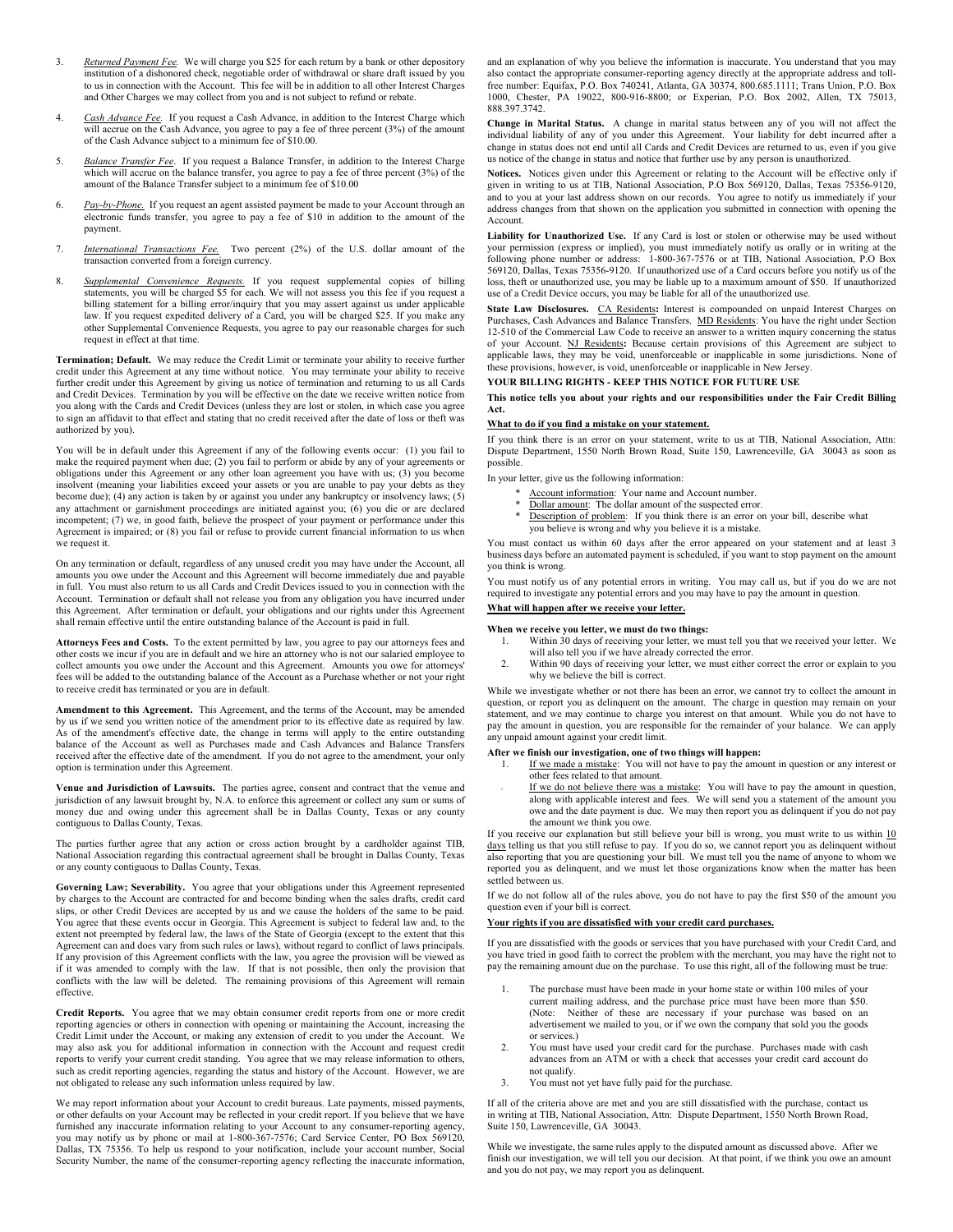3. *Returned Payment Fee.* We will charge you $25 for each return by a bank or other depository institution of a dishonored check, negotiable order of withdrawal or share draft issued by you to us in connection with the Account. This fee will be in addition to all other Interest Charges and Other Charges we may collect from you and is not subject to refund or rebate.

4. *Cash Advance Fee.* If you request a Cash Advance, in addition to the Interest Charge which will accrue on the Cash Advance, you agree to pay a fee of three percent (3%) of the amount of the Cash Advance subject to a minimum fee of $10.00.

5. *Balance Transfer Fee.* If you request a Balance Transfer, in addition to the Interest Charge which will accrue on the balance transfer, you agree to pay a fee of three percent (3%) of the amount of the Balance Transfer subject to a minimum fee of $10.00

6. *Pay-by-Phone.* If you request an agent assisted payment be made to your Account through an electronic funds transfer, you agree to pay a fee of $10 in addition to the amount of the payment.

7. *International Transactions Fee.* Two percent (2%) of the U.S. dollar amount of the transaction converted from a foreign currency.

8. *Supplemental Convenience Requests.* If you request supplemental copies of billing statements, you will be charged $5 for each. We will not assess you this fee if you request a billing statement for a billing error/inquiry that you may assert against us under applicable law. If you request expedited delivery of a Card, you will be charged $25. If you make any other Supplemental Convenience Requests, you agree to pay our reasonable charges for such request in effect at that time.

**Termination; Default.** We may reduce the Credit Limit or terminate your ability to receive further credit under this Agreement at any time without notice. You may terminate your ability to receive further credit under this Agreement by giving us notice of termination and returning to us all Cards and Credit Devices. Termination by you will be effective on the date we receive written notice from you along with the Cards and Credit Devices (unless they are lost or stolen, in which case you agree to sign an affidavit to that effect and stating that no credit received after the date of loss or theft was authorized by you).

You will be in default under this Agreement if any of the following events occur: (1) you fail to make the required payment when due; (2) you fail to perform or abide by any of your agreements or obligations under this Agreement or any other loan agreement you have with us; (3) you become insolvent (meaning your liabilities exceed your assets or you are unable to pay your debts as they become due); (4) any action is taken by or against you under any bankruptcy or insolvency laws; (5) any attachment or garnishment proceedings are initiated against you; (6) you die or are declared incompetent; (7) we, in good faith, believe the prospect of your payment or performance under this Agreement is impaired; or (8) you fail or refuse to provide current financial information to us when we request it.

On any termination or default, regardless of any unused credit you may have under the Account, all amounts you owe under the Account and this Agreement will become immediately due and payable in full. You must also return to us all Cards and Credit Devices issued to you in connection with the Account. Termination or default shall not release you from any obligation you have incurred under this Agreement. After termination or default, your obligations and our rights under this Agreement shall remain effective until the entire outstanding balance of the Account is paid in full.

**Attorneys Fees and Costs.** To the extent permitted by law, you agree to pay our attorneys fees and other costs we incur if you are in default and we hire an attorney who is not our salaried employee to collect amounts you owe under the Account and this Agreement. Amounts you owe for attorneys' fees will be added to the outstanding balance of the Account as a Purchase whether or not your right to receive credit has terminated or you are in default.

**Amendment to this Agreement.** This Agreement, and the terms of the Account, may be amended by us if we send you written notice of the amendment prior to its effective date as required by law. As of the amendment's effective date, the change in terms will apply to the entire outstanding balance of the Account as well as Purchases made and Cash Advances and Balance Transfers received after the effective date of the amendment. If you do not agree to the amendment, your only option is termination under this Agreement.

**Venue and Jurisdiction of Lawsuits.** The parties agree, consent and contract that the venue and jurisdiction of any lawsuit brought by, N.A. to enforce this agreement or collect any sum or sums of money due and owing under this agreement shall be in Dallas County, Texas or any county contiguous to Dallas County, Texas.

The parties further agree that any action or cross action brought by a cardholder against TIB, National Association regarding this contractual agreement shall be brought in Dallas County, Texas or any county contiguous to Dallas County, Texas.

**Governing Law; Severability.** You agree that your obligations under this Agreement represented by charges to the Account are contracted for and become binding when the sales drafts, credit card slips, or other Credit Devices are accepted by us and we cause the holders of the same to be paid. You agree that these events occur in Georgia. This Agreement is subject to federal law and, to the extent not preempted by federal law, the laws of the State of Georgia (except to the extent that this Agreement can and does vary from such rules or laws), without regard to conflict of laws principals. If any provision of this Agreement conflicts with the law, you agree the provision will be viewed as if it was amended to comply with the law. If that is not possible, then only the provision that conflicts with the law will be deleted. The remaining provisions of this Agreement will remain effective.

**Credit Reports.** You agree that we may obtain consumer credit reports from one or more credit reporting agencies or others in connection with opening or maintaining the Account, increasing the Credit Limit under the Account, or making any extension of credit to you under the Account. We may also ask you for additional information in connection with the Account and request credit reports to verify your current credit standing. You agree that we may release information to others, such as credit reporting agencies, regarding the status and history of the Account. However, we are not obligated to release any such information unless required by law.

We may report information about your Account to credit bureaus. Late payments, missed payments, or other defaults on your Account may be reflected in your credit report. If you believe that we have furnished any inaccurate information relating to your Account to any consumer-reporting agency, you may notify us by phone or mail at 1-800-367-7576; Card Service Center, PO Box 569120, Dallas, TX 75356. To help us respond to your notification, include your account number, Social Security Number, the name of the consumer-reporting agency reflecting the inaccurate information, and an explanation of why you believe the information is inaccurate. You understand that you may also contact the appropriate consumer-reporting agency directly at the appropriate address and toll-free number: Equifax, P.O. Box 740241, Atlanta, GA 30374, 800.685.1111; Trans Union, P.O. Box 1000, Chester, PA 19022, 800-916-8800; or Experian, P.O. Box 2002, Allen, TX 75013, 888.397.3742.

**Change in Marital Status.** A change in marital status between any of you will not affect the individual liability of any of you under this Agreement. Your liability for debt incurred after a change in status does not end until all Cards and Credit Devices are returned to us, even if you give us notice of the change in status and notice that further use by any person is unauthorized.

**Notices.** Notices given under this Agreement or relating to the Account will be effective only if given in writing to us at TIB, National Association, P.O Box 569120, Dallas, Texas 75356-9120, and to you at your last address shown on our records. You agree to notify us immediately if your address changes from that shown on the application you submitted in connection with opening the Account.

**Liability for Unauthorized Use.** If any Card is lost or stolen or otherwise may be used without your permission (express or implied), you must immediately notify us orally or in writing at the following phone number or address: 1-800-367-7576 or at TIB, National Association, P.O Box 569120, Dallas, Texas 75356-9120. If unauthorized use of a Card occurs before you notify us of the loss, theft or unauthorized use, you may be liable up to a maximum amount of $50. If unauthorized use of a Credit Device occurs, you may be liable for all of the unauthorized use.

**State Law Disclosures.** CA Residents**:** Interest is compounded on unpaid Interest Charges on Purchases, Cash Advances and Balance Transfers. MD Residents: You have the right under Section 12-510 of the Commercial Law Code to receive an answer to a written inquiry concerning the status of your Account. NJ Residents**:** Because certain provisions of this Agreement are subject to applicable laws, they may be void, unenforceable or inapplicable in some jurisdictions. None of these provisions, however, is void, unenforceable or inapplicable in New Jersey.

**YOUR BILLING RIGHTS - KEEP THIS NOTICE FOR FUTURE USE**

**This notice tells you about your rights and our responsibilities under the Fair Credit Billing Act.**

**What to do if you find a mistake on your statement.**

If you think there is an error on your statement, write to us at TIB, National Association, Attn: Dispute Department, 1550 North Brown Road, Suite 150, Lawrenceville, GA 30043 as soon as possible.

In your letter, give us the following information:

* Account information: Your name and Account number.
* Dollar amount: The dollar amount of the suspected error.
* Description of problem: If you think there is an error on your bill, describe what you believe is wrong and why you believe it is a mistake.

You must contact us within 60 days after the error appeared on your statement and at least 3 business days before an automated payment is scheduled, if you want to stop payment on the amount you think is wrong.

You must notify us of any potential errors in writing. You may call us, but if you do we are not required to investigate any potential errors and you may have to pay the amount in question.

**What will happen after we receive your letter.**

**When we receive you letter, we must do two things:**

1. Within 30 days of receiving your letter, we must tell you that we received your letter. We will also tell you if we have already corrected the error.
2. Within 90 days of receiving your letter, we must either correct the error or explain to you why we believe the bill is correct.

While we investigate whether or not there has been an error, we cannot try to collect the amount in question, or report you as delinquent on the amount. The charge in question may remain on your statement, and we may continue to charge you interest on that amount. While you do not have to pay the amount in question, you are responsible for the remainder of your balance. We can apply any unpaid amount against your credit limit.

**After we finish our investigation, one of two things will happen:**

1. If we made a mistake: You will not have to pay the amount in question or any interest or other fees related to that amount.
2. If we do not believe there was a mistake: You will have to pay the amount in question, along with applicable interest and fees. We will send you a statement of the amount you owe and the date payment is due. We may then report you as delinquent if you do not pay the amount we think you owe.

If you receive our explanation but still believe your bill is wrong, you must write to us within 10 days telling us that you still refuse to pay. If you do so, we cannot report you as delinquent without also reporting that you are questioning your bill. We must tell you the name of anyone to whom we reported you as delinquent, and we must let those organizations know when the matter has been settled between us.

If we do not follow all of the rules above, you do not have to pay the first $50 of the amount you question even if your bill is correct.

**Your rights if you are dissatisfied with your credit card purchases.**

If you are dissatisfied with the goods or services that you have purchased with your Credit Card, and you have tried in good faith to correct the problem with the merchant, you may have the right not to pay the remaining amount due on the purchase. To use this right, all of the following must be true:

1. The purchase must have been made in your home state or within 100 miles of your current mailing address, and the purchase price must have been more than $50. (Note: Neither of these are necessary if your purchase was based on an advertisement we mailed to you, or if we own the company that sold you the goods or services.)
2. You must have used your credit card for the purchase. Purchases made with cash advances from an ATM or with a check that accesses your credit card account do not qualify.
3. You must not yet have fully paid for the purchase.

If all of the criteria above are met and you are still dissatisfied with the purchase, contact us in writing at TIB, National Association, Attn: Dispute Department, 1550 North Brown Road, Suite 150, Lawrenceville, GA 30043.

While we investigate, the same rules apply to the disputed amount as discussed above. After we finish our investigation, we will tell you our decision. At that point, if we think you owe an amount and you do not pay, we may report you as delinquent.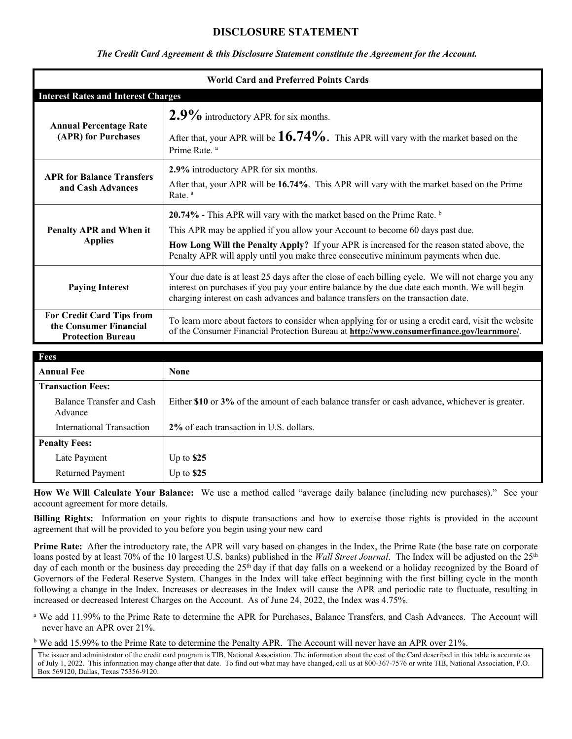# DISCLOSURE STATEMENT

*The Credit Card Agreement & this Disclosure Statement constitute the Agreement for the Account.*

| World Card and Preferred Points Cards | |
|---|---|
| **Interest Rates and Interest Charges** | |
| **Annual Percentage Rate (APR) for Purchases** | **2.9%** introductory APR for six months.<br>After that, your APR will be **16.74%**. This APR will vary with the market based on the Prime Rate. [a] |
| **APR for Balance Transfers and Cash Advances** | **2.9%** introductory APR for six months.<br>After that, your APR will be **16.74%**. This APR will vary with the market based on the Prime Rate. [a] |
| **Penalty APR and When it Applies** | **20.74%** - This APR will vary with the market based on the Prime Rate. [b]<br>This APR may be applied if you allow your Account to become 60 days past due.<br>**How Long Will the Penalty Apply?** If your APR is increased for the reason stated above, the Penalty APR will apply until you make three consecutive minimum payments when due. |
| **Paying Interest** | Your due date is at least 25 days after the close of each billing cycle. We will not charge you any interest on purchases if you pay your entire balance by the due date each month. We will begin charging interest on cash advances and balance transfers on the transaction date. |
| **For Credit Card Tips from the Consumer Financial Protection Bureau** | To learn more about factors to consider when applying for or using a credit card, visit the website of the Consumer Financial Protection Bureau at **http://www.consumerfinance.gov/learnmore/**. |

| Fees | |
|---|---|
| **Annual Fee** | **None** |
| **Transaction Fees:** | |
| Balance Transfer and Cash Advance | Either **$10** or **3%** of the amount of each balance transfer or cash advance, whichever is greater. |
| International Transaction | **2%** of each transaction in U.S. dollars. |
| **Penalty Fees:** | |
| Late Payment | Up to **$25** |
| Returned Payment | Up to **$25** |

**How We Will Calculate Your Balance:** We use a method called "average daily balance (including new purchases)." See your account agreement for more details.

**Billing Rights:** Information on your rights to dispute transactions and how to exercise those rights is provided in the account agreement that will be provided to you before you begin using your new card

**Prime Rate:** After the introductory rate, the APR will vary based on changes in the Index, the Prime Rate (the base rate on corporate loans posted by at least 70% of the 10 largest U.S. banks) published in the *Wall Street Journal*. The Index will be adjusted on the 25th day of each month or the business day preceding the 25th day if that day falls on a weekend or a holiday recognized by the Board of Governors of the Federal Reserve System. Changes in the Index will take effect beginning with the first billing cycle in the month following a change in the Index. Increases or decreases in the Index will cause the APR and periodic rate to fluctuate, resulting in increased or decreased Interest Charges on the Account. As of June 24, 2022, the Index was 4.75%.

[a] We add 11.99% to the Prime Rate to determine the APR for Purchases, Balance Transfers, and Cash Advances. The Account will never have an APR over 21%.

[b] We add 15.99% to the Prime Rate to determine the Penalty APR. The Account will never have an APR over 21%.

The issuer and administrator of the credit card program is TIB, National Association. The information about the cost of the Card described in this table is accurate as of July 1, 2022. This information may change after that date. To find out what may have changed, call us at 800-367-7576 or write TIB, National Association, P.O. Box 569120, Dallas, Texas 75356-9120.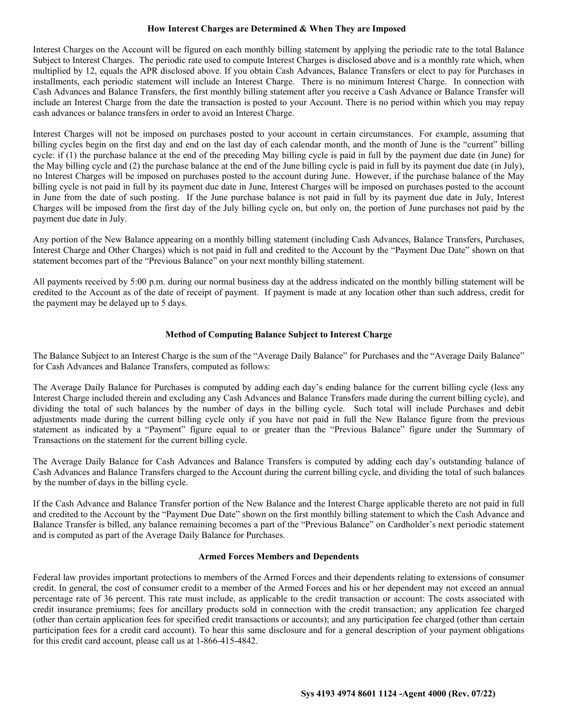## How Interest Charges are Determined & When They are Imposed

Interest Charges on the Account will be figured on each monthly billing statement by applying the periodic rate to the total Balance Subject to Interest Charges. The periodic rate used to compute Interest Charges is disclosed above and is a monthly rate which, when multiplied by 12, equals the APR disclosed above. If you obtain Cash Advances, Balance Transfers or elect to pay for Purchases in installments, each periodic statement will include an Interest Charge. There is no minimum Interest Charge. In connection with Cash Advances and Balance Transfers, the first monthly billing statement after you receive a Cash Advance or Balance Transfer will include an Interest Charge from the date the transaction is posted to your Account. There is no period within which you may repay cash advances or balance transfers in order to avoid an Interest Charge.

Interest Charges will not be imposed on purchases posted to your account in certain circumstances. For example, assuming that billing cycles begin on the first day and end on the last day of each calendar month, and the month of June is the "current" billing cycle: if (1) the purchase balance at the end of the preceding May billing cycle is paid in full by the payment due date (in June) for the May billing cycle and (2) the purchase balance at the end of the June billing cycle is paid in full by its payment due date (in July), no Interest Charges will be imposed on purchases posted to the account during June. However, if the purchase balance of the May billing cycle is not paid in full by its payment due date in June, Interest Charges will be imposed on purchases posted to the account in June from the date of such posting. If the June purchase balance is not paid in full by its payment due date in July, Interest Charges will be imposed from the first day of the July billing cycle on, but only on, the portion of June purchases not paid by the payment due date in July.

Any portion of the New Balance appearing on a monthly billing statement (including Cash Advances, Balance Transfers, Purchases, Interest Charge and Other Charges) which is not paid in full and credited to the Account by the "Payment Due Date" shown on that statement becomes part of the "Previous Balance" on your next monthly billing statement.

All payments received by 5:00 p.m. during our normal business day at the address indicated on the monthly billing statement will be credited to the Account as of the date of receipt of payment. If payment is made at any location other than such address, credit for the payment may be delayed up to 5 days.

## Method of Computing Balance Subject to Interest Charge

The Balance Subject to an Interest Charge is the sum of the "Average Daily Balance" for Purchases and the "Average Daily Balance" for Cash Advances and Balance Transfers, computed as follows:

The Average Daily Balance for Purchases is computed by adding each day's ending balance for the current billing cycle (less any Interest Charge included therein and excluding any Cash Advances and Balance Transfers made during the current billing cycle), and dividing the total of such balances by the number of days in the billing cycle. Such total will include Purchases and debit adjustments made during the current billing cycle only if you have not paid in full the New Balance figure from the previous statement as indicated by a "Payment" figure equal to or greater than the "Previous Balance" figure under the Summary of Transactions on the statement for the current billing cycle.

The Average Daily Balance for Cash Advances and Balance Transfers is computed by adding each day's outstanding balance of Cash Advances and Balance Transfers charged to the Account during the current billing cycle, and dividing the total of such balances by the number of days in the billing cycle.

If the Cash Advance and Balance Transfer portion of the New Balance and the Interest Charge applicable thereto are not paid in full and credited to the Account by the "Payment Due Date" shown on the first monthly billing statement to which the Cash Advance and Balance Transfer is billed, any balance remaining becomes a part of the "Previous Balance" on Cardholder's next periodic statement and is computed as part of the Average Daily Balance for Purchases.

## Armed Forces Members and Dependents

Federal law provides important protections to members of the Armed Forces and their dependents relating to extensions of consumer credit. In general, the cost of consumer credit to a member of the Armed Forces and his or her dependent may not exceed an annual percentage rate of 36 percent. This rate must include, as applicable to the credit transaction or account: The costs associated with credit insurance premiums; fees for ancillary products sold in connection with the credit transaction; any application fee charged (other than certain application fees for specified credit transactions or accounts); and any participation fee charged (other than certain participation fees for a credit card account). To hear this same disclosure and for a general description of your payment obligations for this credit card account, please call us at 1-866-415-4842.

**Sys 4193 4974 8601 1124 -Agent 4000 (Rev. 07/22)**